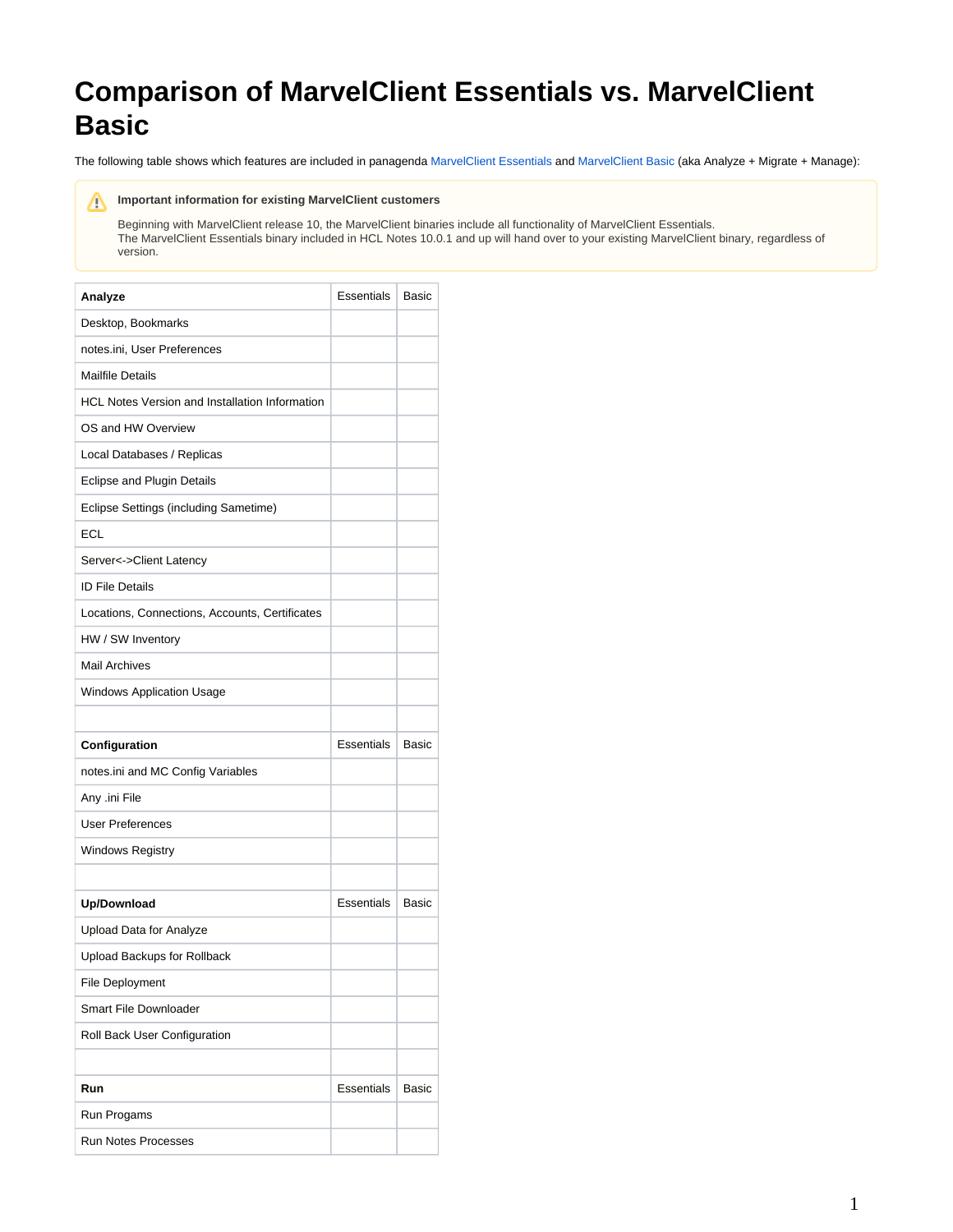# Comparison of MarvelClient Essentials vs. MarvelClient Basic

The following table shows which features are included in panagenda MarvelClient Essentials and MarvelClient Basic (aka Analyze + Migrate + Manage):

> **Important information for existing MarvelClient customers**
>
> Beginning with MarvelClient release 10, the MarvelClient binaries include all functionality of MarvelClient Essentials.
> The MarvelClient Essentials binary included in HCL Notes 10.0.1 and up will hand over to your existing MarvelClient binary, regardless of version.

| **Analyze** | Essentials | Basic |
|---|---|---|
| Desktop, Bookmarks | | |
| notes.ini, User Preferences | | |
| Mailfile Details | | |
| HCL Notes Version and Installation Information | | |
| OS and HW Overview | | |
| Local Databases / Replicas | | |
| Eclipse and Plugin Details | | |
| Eclipse Settings (including Sametime) | | |
| ECL | | |
| Server<->Client Latency | | |
| ID File Details | | |
| Locations, Connections, Accounts, Certificates | | |
| HW / SW Inventory | | |
| Mail Archives | | |
| Windows Application Usage | | |
| | | |
| **Configuration** | Essentials | Basic |
| notes.ini and MC Config Variables | | |
| Any .ini File | | |
| User Preferences | | |
| Windows Registry | | |
| | | |
| **Up/Download** | Essentials | Basic |
| Upload Data for Analyze | | |
| Upload Backups for Rollback | | |
| File Deployment | | |
| Smart File Downloader | | |
| Roll Back User Configuration | | |
| | | |
| **Run** | Essentials | Basic |
| Run Progams | | |
| Run Notes Processes | | |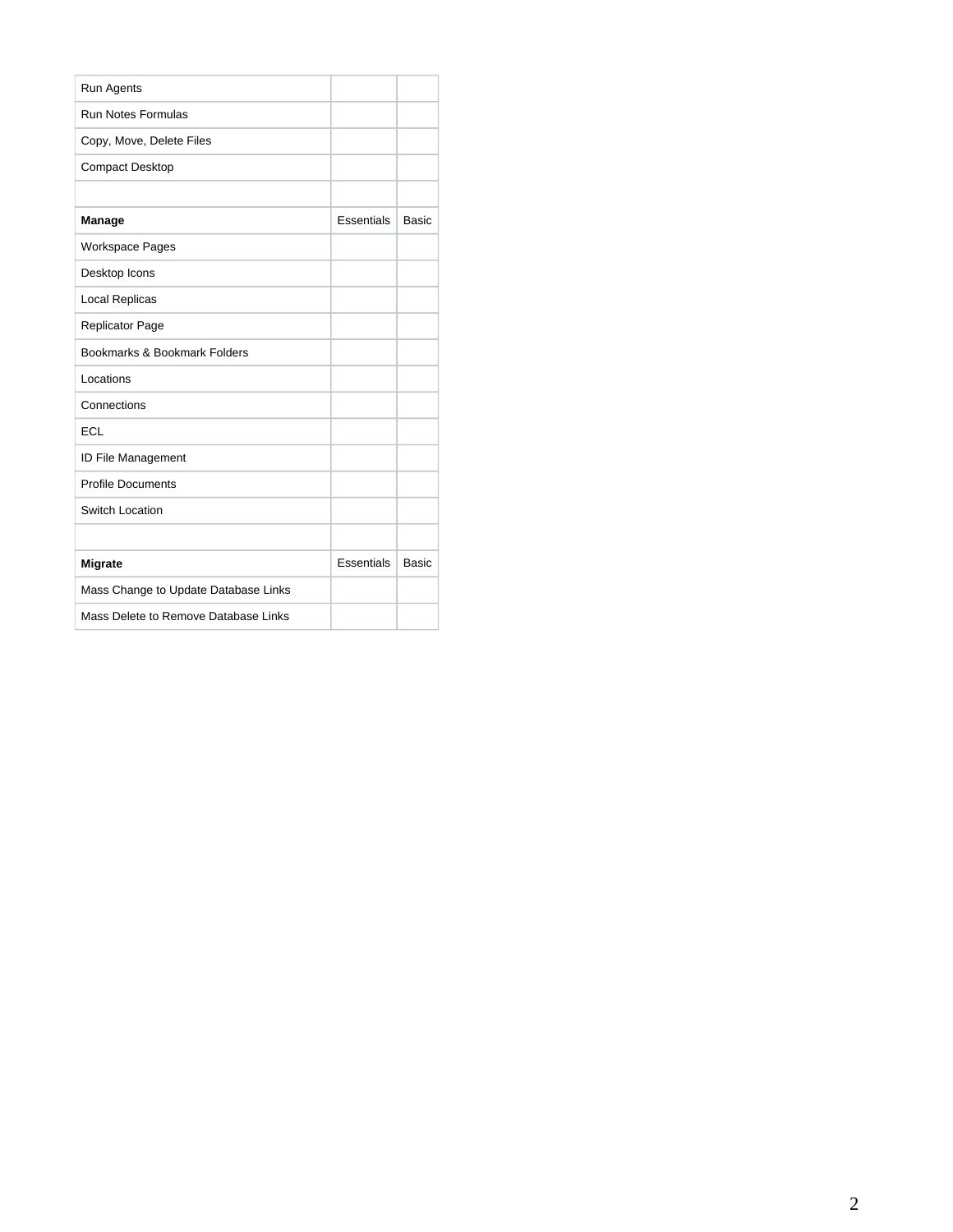| | | |
|---|---|---|
| Run Agents | | |
| Run Notes Formulas | | |
| Copy, Move, Delete Files | | |
| Compact Desktop | | |
| | | |
| **Manage** | Essentials | Basic |
| Workspace Pages | | |
| Desktop Icons | | |
| Local Replicas | | |
| Replicator Page | | |
| Bookmarks & Bookmark Folders | | |
| Locations | | |
| Connections | | |
| ECL | | |
| ID File Management | | |
| Profile Documents | | |
| Switch Location | | |
| | | |
| **Migrate** | Essentials | Basic |
| Mass Change to Update Database Links | | |
| Mass Delete to Remove Database Links | | |